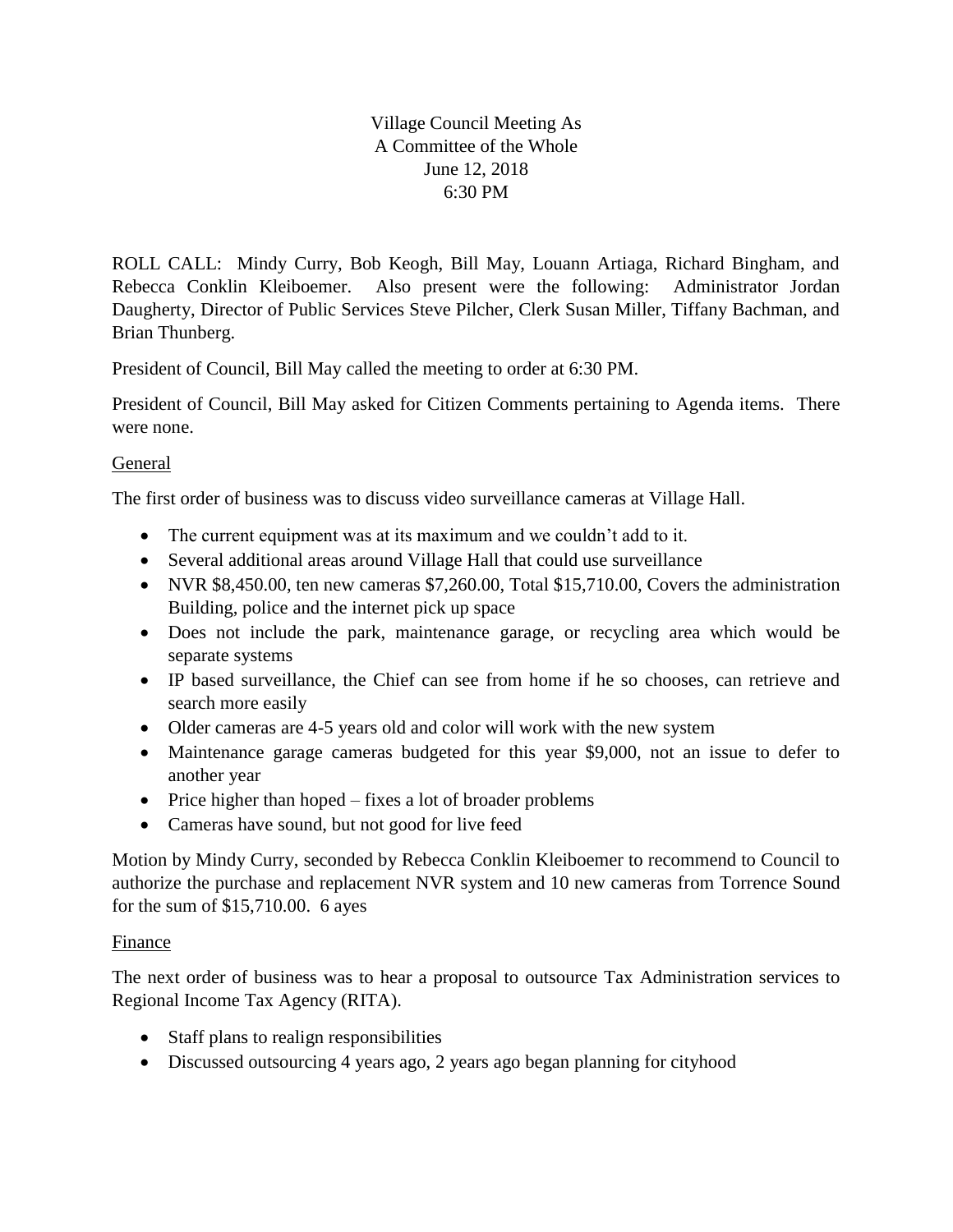Village Council Meeting As
A Committee of the Whole
June 12, 2018
6:30 PM

ROLL CALL: Mindy Curry, Bob Keogh, Bill May, Louann Artiaga, Richard Bingham, and Rebecca Conklin Kleiboemer. Also present were the following: Administrator Jordan Daugherty, Director of Public Services Steve Pilcher, Clerk Susan Miller, Tiffany Bachman, and Brian Thunberg.

President of Council, Bill May called the meeting to order at 6:30 PM.

President of Council, Bill May asked for Citizen Comments pertaining to Agenda items. There were none.

<u>General</u>

The first order of business was to discuss video surveillance cameras at Village Hall.

- The current equipment was at its maximum and we couldn't add to it.
- Several additional areas around Village Hall that could use surveillance
- NVR $8,450.00, ten new cameras $7,260.00, Total $15,710.00, Covers the administration Building, police and the internet pick up space
- Does not include the park, maintenance garage, or recycling area which would be separate systems
- IP based surveillance, the Chief can see from home if he so chooses, can retrieve and search more easily
- Older cameras are 4-5 years old and color will work with the new system
- Maintenance garage cameras budgeted for this year $9,000, not an issue to defer to another year
- Price higher than hoped – fixes a lot of broader problems
- Cameras have sound, but not good for live feed

Motion by Mindy Curry, seconded by Rebecca Conklin Kleiboemer to recommend to Council to authorize the purchase and replacement NVR system and 10 new cameras from Torrence Sound for the sum of $15,710.00. 6 ayes

<u>Finance</u>

The next order of business was to hear a proposal to outsource Tax Administration services to Regional Income Tax Agency (RITA).

- Staff plans to realign responsibilities
- Discussed outsourcing 4 years ago, 2 years ago began planning for cityhood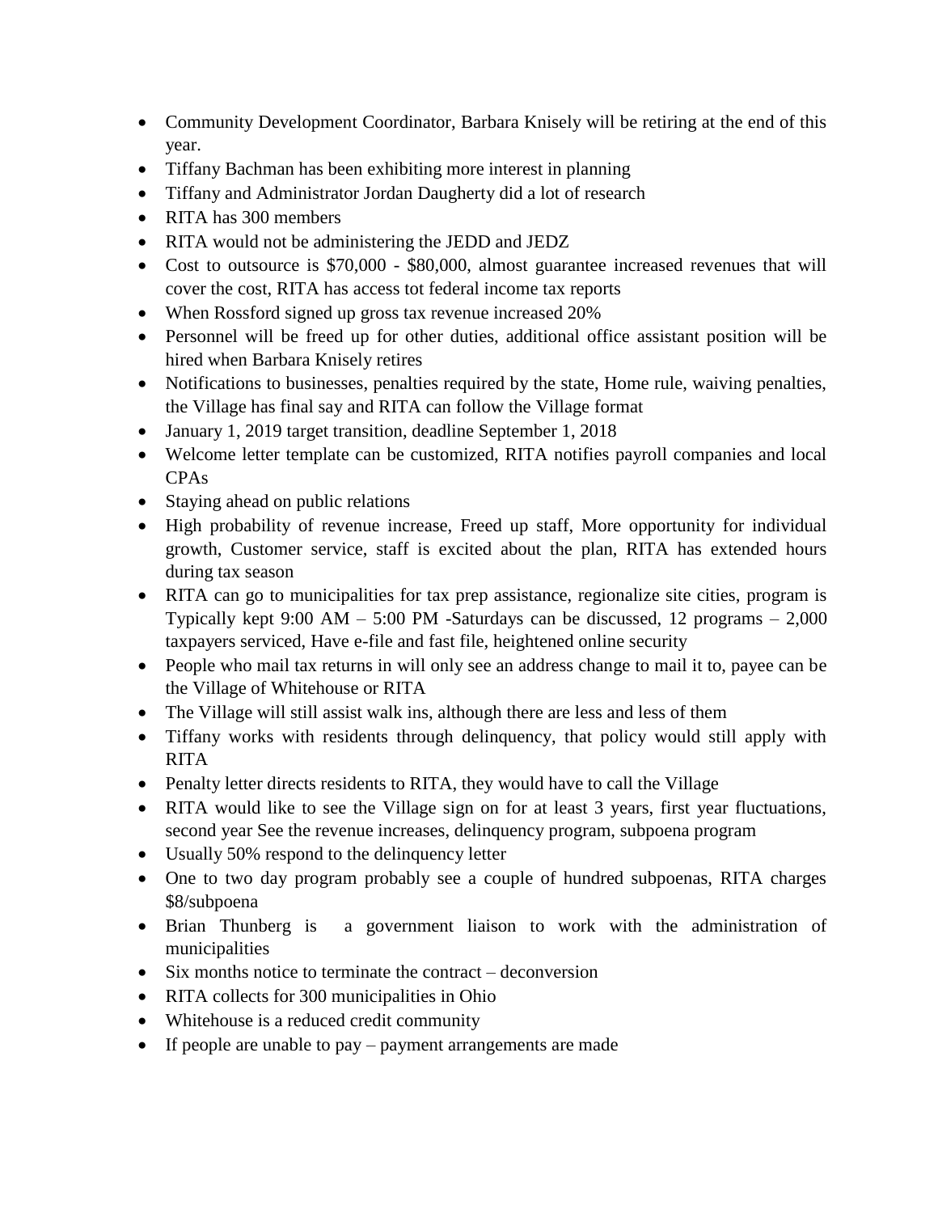- Community Development Coordinator, Barbara Knisely will be retiring at the end of this year.
- Tiffany Bachman has been exhibiting more interest in planning
- Tiffany and Administrator Jordan Daugherty did a lot of research
- RITA has 300 members
- RITA would not be administering the JEDD and JEDZ
- Cost to outsource is $70,000 - $80,000, almost guarantee increased revenues that will cover the cost, RITA has access tot federal income tax reports
- When Rossford signed up gross tax revenue increased 20%
- Personnel will be freed up for other duties, additional office assistant position will be hired when Barbara Knisely retires
- Notifications to businesses, penalties required by the state, Home rule, waiving penalties, the Village has final say and RITA can follow the Village format
- January 1, 2019 target transition, deadline September 1, 2018
- Welcome letter template can be customized, RITA notifies payroll companies and local CPAs
- Staying ahead on public relations
- High probability of revenue increase, Freed up staff, More opportunity for individual growth, Customer service, staff is excited about the plan, RITA has extended hours during tax season
- RITA can go to municipalities for tax prep assistance, regionalize site cities, program is Typically kept 9:00 AM – 5:00 PM -Saturdays can be discussed, 12 programs – 2,000 taxpayers serviced, Have e-file and fast file, heightened online security
- People who mail tax returns in will only see an address change to mail it to, payee can be the Village of Whitehouse or RITA
- The Village will still assist walk ins, although there are less and less of them
- Tiffany works with residents through delinquency, that policy would still apply with RITA
- Penalty letter directs residents to RITA, they would have to call the Village
- RITA would like to see the Village sign on for at least 3 years, first year fluctuations, second year See the revenue increases, delinquency program, subpoena program
- Usually 50% respond to the delinquency letter
- One to two day program probably see a couple of hundred subpoenas, RITA charges $8/subpoena
- Brian Thunberg is a government liaison to work with the administration of municipalities
- Six months notice to terminate the contract – deconversion
- RITA collects for 300 municipalities in Ohio
- Whitehouse is a reduced credit community
- If people are unable to pay – payment arrangements are made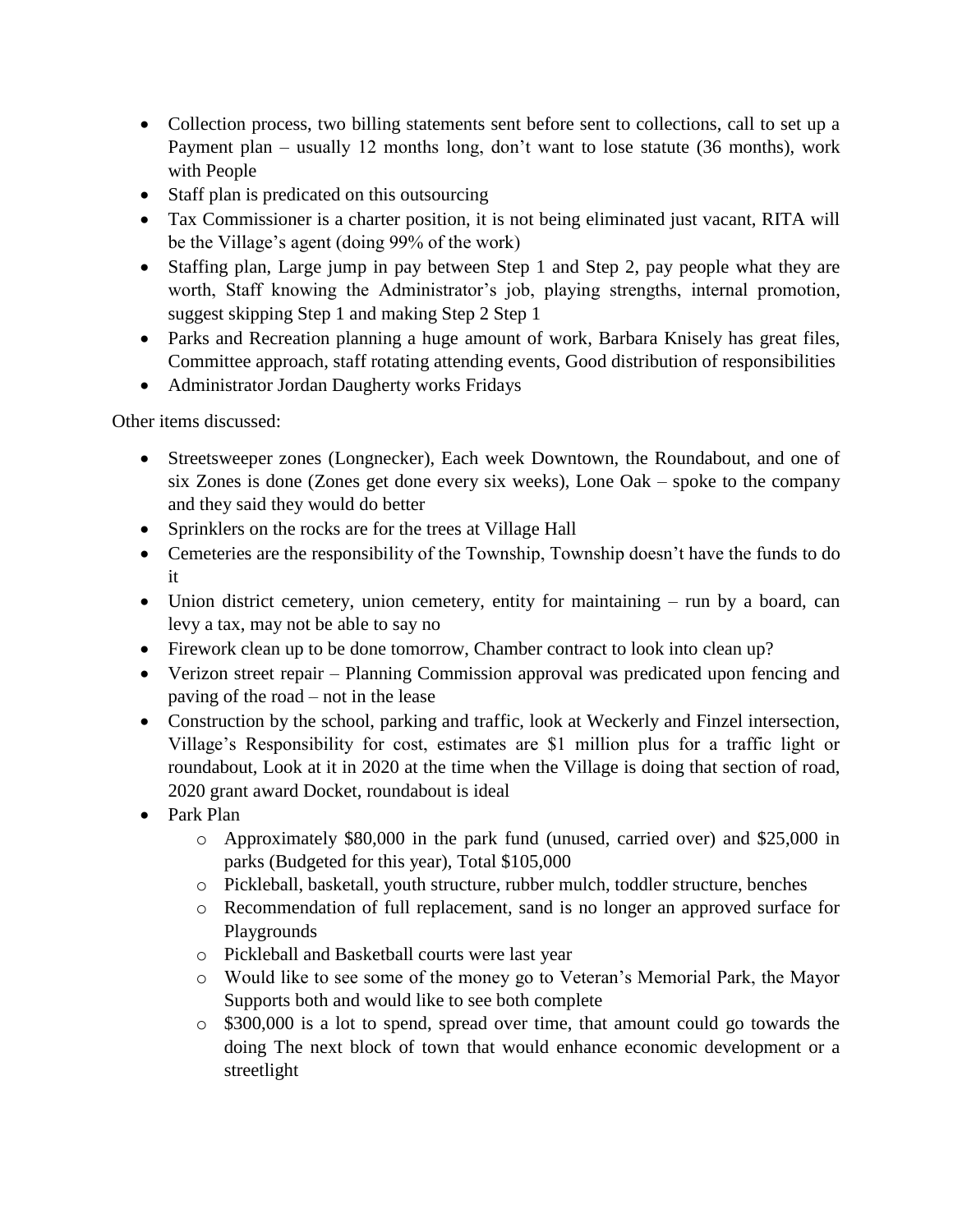- Collection process, two billing statements sent before sent to collections, call to set up a Payment plan – usually 12 months long, don't want to lose statute (36 months), work with People
- Staff plan is predicated on this outsourcing
- Tax Commissioner is a charter position, it is not being eliminated just vacant, RITA will be the Village's agent (doing 99% of the work)
- Staffing plan, Large jump in pay between Step 1 and Step 2, pay people what they are worth, Staff knowing the Administrator's job, playing strengths, internal promotion, suggest skipping Step 1 and making Step 2 Step 1
- Parks and Recreation planning a huge amount of work, Barbara Knisely has great files, Committee approach, staff rotating attending events, Good distribution of responsibilities
- Administrator Jordan Daugherty works Fridays

Other items discussed:

- Streetsweeper zones (Longnecker), Each week Downtown, the Roundabout, and one of six Zones is done (Zones get done every six weeks), Lone Oak – spoke to the company and they said they would do better
- Sprinklers on the rocks are for the trees at Village Hall
- Cemeteries are the responsibility of the Township, Township doesn't have the funds to do it
- Union district cemetery, union cemetery, entity for maintaining – run by a board, can levy a tax, may not be able to say no
- Firework clean up to be done tomorrow, Chamber contract to look into clean up?
- Verizon street repair – Planning Commission approval was predicated upon fencing and paving of the road – not in the lease
- Construction by the school, parking and traffic, look at Weckerly and Finzel intersection, Village's Responsibility for cost, estimates are $1 million plus for a traffic light or roundabout, Look at it in 2020 at the time when the Village is doing that section of road, 2020 grant award Docket, roundabout is ideal
- Park Plan
  - Approximately $80,000 in the park fund (unused, carried over) and $25,000 in parks (Budgeted for this year), Total $105,000
  - Pickleball, basketall, youth structure, rubber mulch, toddler structure, benches
  - Recommendation of full replacement, sand is no longer an approved surface for Playgrounds
  - Pickleball and Basketball courts were last year
  - Would like to see some of the money go to Veteran's Memorial Park, the Mayor Supports both and would like to see both complete
  - $300,000 is a lot to spend, spread over time, that amount could go towards the doing The next block of town that would enhance economic development or a streetlight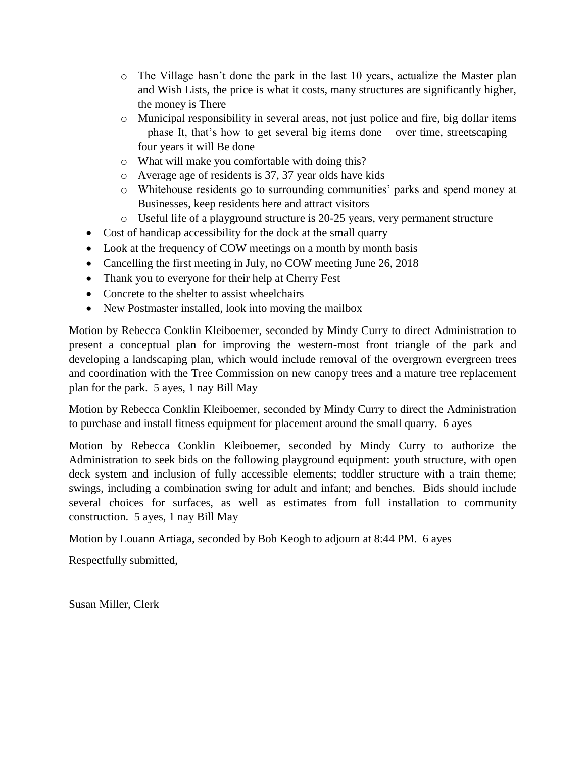- The Village hasn't done the park in the last 10 years, actualize the Master plan and Wish Lists, the price is what it costs, many structures are significantly higher, the money is There
  - Municipal responsibility in several areas, not just police and fire, big dollar items – phase It, that's how to get several big items done – over time, streetscaping – four years it will Be done
  - What will make you comfortable with doing this?
  - Average age of residents is 37, 37 year olds have kids
  - Whitehouse residents go to surrounding communities' parks and spend money at Businesses, keep residents here and attract visitors
  - Useful life of a playground structure is 20-25 years, very permanent structure
- Cost of handicap accessibility for the dock at the small quarry
- Look at the frequency of COW meetings on a month by month basis
- Cancelling the first meeting in July, no COW meeting June 26, 2018
- Thank you to everyone for their help at Cherry Fest
- Concrete to the shelter to assist wheelchairs
- New Postmaster installed, look into moving the mailbox

Motion by Rebecca Conklin Kleiboemer, seconded by Mindy Curry to direct Administration to present a conceptual plan for improving the western-most front triangle of the park and developing a landscaping plan, which would include removal of the overgrown evergreen trees and coordination with the Tree Commission on new canopy trees and a mature tree replacement plan for the park. 5 ayes, 1 nay Bill May

Motion by Rebecca Conklin Kleiboemer, seconded by Mindy Curry to direct the Administration to purchase and install fitness equipment for placement around the small quarry. 6 ayes

Motion by Rebecca Conklin Kleiboemer, seconded by Mindy Curry to authorize the Administration to seek bids on the following playground equipment: youth structure, with open deck system and inclusion of fully accessible elements; toddler structure with a train theme; swings, including a combination swing for adult and infant; and benches. Bids should include several choices for surfaces, as well as estimates from full installation to community construction. 5 ayes, 1 nay Bill May

Motion by Louann Artiaga, seconded by Bob Keogh to adjourn at 8:44 PM. 6 ayes

Respectfully submitted,

Susan Miller, Clerk